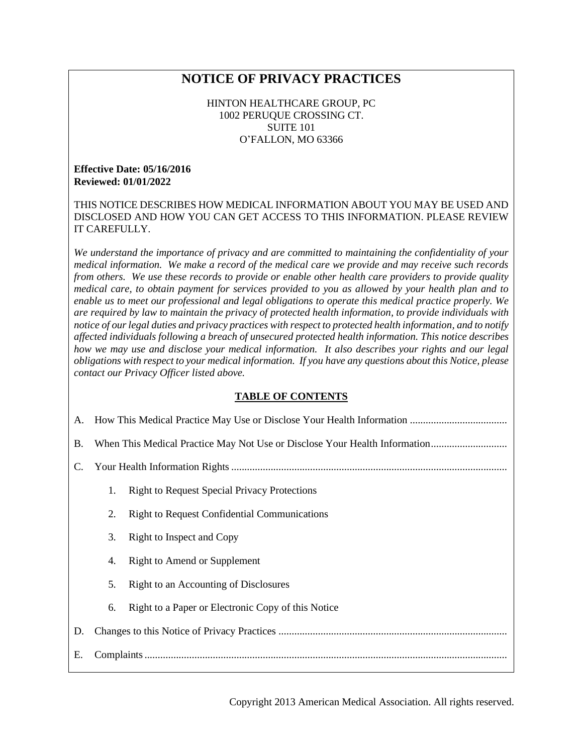# NOTICE OF PRIVACY PRACTICES

HINTON HEALTHCARE GROUP, PC
1002 PERUQUE CROSSING CT.
SUITE 101
O'FALLON, MO 63366

**Effective Date: 05/16/2016**
**Reviewed: 01/01/2022**

THIS NOTICE DESCRIBES HOW MEDICAL INFORMATION ABOUT YOU MAY BE USED AND DISCLOSED AND HOW YOU CAN GET ACCESS TO THIS INFORMATION. PLEASE REVIEW IT CAREFULLY.

*We understand the importance of privacy and are committed to maintaining the confidentiality of your medical information. We make a record of the medical care we provide and may receive such records from others. We use these records to provide or enable other health care providers to provide quality medical care, to obtain payment for services provided to you as allowed by your health plan and to enable us to meet our professional and legal obligations to operate this medical practice properly. We are required by law to maintain the privacy of protected health information, to provide individuals with notice of our legal duties and privacy practices with respect to protected health information, and to notify affected individuals following a breach of unsecured protected health information. This notice describes how we may use and disclose your medical information. It also describes your rights and our legal obligations with respect to your medical information. If you have any questions about this Notice, please contact our Privacy Officer listed above.*

## TABLE OF CONTENTS

A. How This Medical Practice May Use or Disclose Your Health Information

B. When This Medical Practice May Not Use or Disclose Your Health Information

C. Your Health Information Rights

1. Right to Request Special Privacy Protections
2. Right to Request Confidential Communications
3. Right to Inspect and Copy
4. Right to Amend or Supplement
5. Right to an Accounting of Disclosures
6. Right to a Paper or Electronic Copy of this Notice

D. Changes to this Notice of Privacy Practices

E. Complaints

Copyright 2013 American Medical Association. All rights reserved.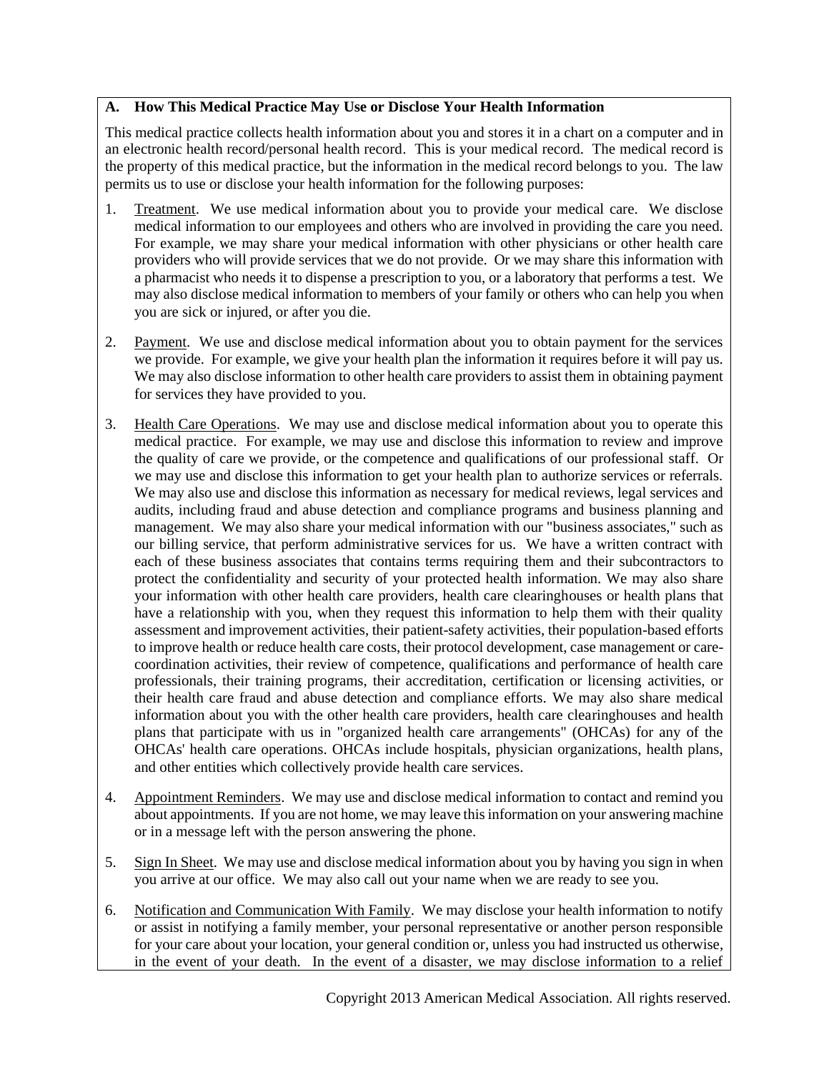## A. How This Medical Practice May Use or Disclose Your Health Information

This medical practice collects health information about you and stores it in a chart on a computer and in an electronic health record/personal health record. This is your medical record. The medical record is the property of this medical practice, but the information in the medical record belongs to you. The law permits us to use or disclose your health information for the following purposes:

1. Treatment. We use medical information about you to provide your medical care. We disclose medical information to our employees and others who are involved in providing the care you need. For example, we may share your medical information with other physicians or other health care providers who will provide services that we do not provide. Or we may share this information with a pharmacist who needs it to dispense a prescription to you, or a laboratory that performs a test. We may also disclose medical information to members of your family or others who can help you when you are sick or injured, or after you die.

2. Payment. We use and disclose medical information about you to obtain payment for the services we provide. For example, we give your health plan the information it requires before it will pay us. We may also disclose information to other health care providers to assist them in obtaining payment for services they have provided to you.

3. Health Care Operations. We may use and disclose medical information about you to operate this medical practice. For example, we may use and disclose this information to review and improve the quality of care we provide, or the competence and qualifications of our professional staff. Or we may use and disclose this information to get your health plan to authorize services or referrals. We may also use and disclose this information as necessary for medical reviews, legal services and audits, including fraud and abuse detection and compliance programs and business planning and management. We may also share your medical information with our "business associates," such as our billing service, that perform administrative services for us. We have a written contract with each of these business associates that contains terms requiring them and their subcontractors to protect the confidentiality and security of your protected health information. We may also share your information with other health care providers, health care clearinghouses or health plans that have a relationship with you, when they request this information to help them with their quality assessment and improvement activities, their patient-safety activities, their population-based efforts to improve health or reduce health care costs, their protocol development, case management or care-coordination activities, their review of competence, qualifications and performance of health care professionals, their training programs, their accreditation, certification or licensing activities, or their health care fraud and abuse detection and compliance efforts. We may also share medical information about you with the other health care providers, health care clearinghouses and health plans that participate with us in "organized health care arrangements" (OHCAs) for any of the OHCAs' health care operations. OHCAs include hospitals, physician organizations, health plans, and other entities which collectively provide health care services.

4. Appointment Reminders. We may use and disclose medical information to contact and remind you about appointments. If you are not home, we may leave this information on your answering machine or in a message left with the person answering the phone.

5. Sign In Sheet. We may use and disclose medical information about you by having you sign in when you arrive at our office. We may also call out your name when we are ready to see you.

6. Notification and Communication With Family. We may disclose your health information to notify or assist in notifying a family member, your personal representative or another person responsible for your care about your location, your general condition or, unless you had instructed us otherwise, in the event of your death. In the event of a disaster, we may disclose information to a relief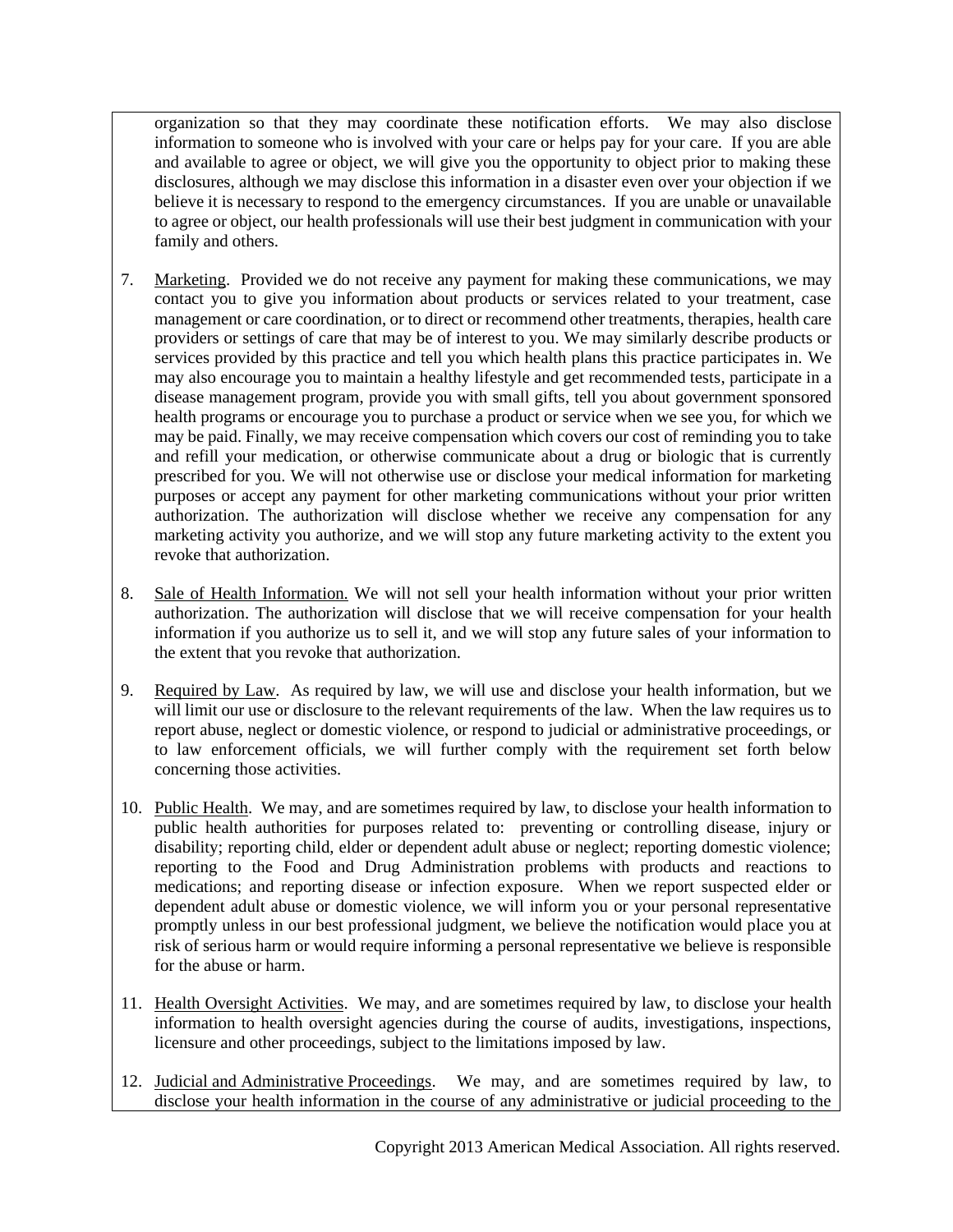organization so that they may coordinate these notification efforts. We may also disclose information to someone who is involved with your care or helps pay for your care. If you are able and available to agree or object, we will give you the opportunity to object prior to making these disclosures, although we may disclose this information in a disaster even over your objection if we believe it is necessary to respond to the emergency circumstances. If you are unable or unavailable to agree or object, our health professionals will use their best judgment in communication with your family and others.

7. Marketing. Provided we do not receive any payment for making these communications, we may contact you to give you information about products or services related to your treatment, case management or care coordination, or to direct or recommend other treatments, therapies, health care providers or settings of care that may be of interest to you. We may similarly describe products or services provided by this practice and tell you which health plans this practice participates in. We may also encourage you to maintain a healthy lifestyle and get recommended tests, participate in a disease management program, provide you with small gifts, tell you about government sponsored health programs or encourage you to purchase a product or service when we see you, for which we may be paid. Finally, we may receive compensation which covers our cost of reminding you to take and refill your medication, or otherwise communicate about a drug or biologic that is currently prescribed for you. We will not otherwise use or disclose your medical information for marketing purposes or accept any payment for other marketing communications without your prior written authorization. The authorization will disclose whether we receive any compensation for any marketing activity you authorize, and we will stop any future marketing activity to the extent you revoke that authorization.

8. Sale of Health Information. We will not sell your health information without your prior written authorization. The authorization will disclose that we will receive compensation for your health information if you authorize us to sell it, and we will stop any future sales of your information to the extent that you revoke that authorization.

9. Required by Law. As required by law, we will use and disclose your health information, but we will limit our use or disclosure to the relevant requirements of the law. When the law requires us to report abuse, neglect or domestic violence, or respond to judicial or administrative proceedings, or to law enforcement officials, we will further comply with the requirement set forth below concerning those activities.

10. Public Health. We may, and are sometimes required by law, to disclose your health information to public health authorities for purposes related to: preventing or controlling disease, injury or disability; reporting child, elder or dependent adult abuse or neglect; reporting domestic violence; reporting to the Food and Drug Administration problems with products and reactions to medications; and reporting disease or infection exposure. When we report suspected elder or dependent adult abuse or domestic violence, we will inform you or your personal representative promptly unless in our best professional judgment, we believe the notification would place you at risk of serious harm or would require informing a personal representative we believe is responsible for the abuse or harm.

11. Health Oversight Activities. We may, and are sometimes required by law, to disclose your health information to health oversight agencies during the course of audits, investigations, inspections, licensure and other proceedings, subject to the limitations imposed by law.

12. Judicial and Administrative Proceedings. We may, and are sometimes required by law, to disclose your health information in the course of any administrative or judicial proceeding to the

Copyright 2013 American Medical Association. All rights reserved.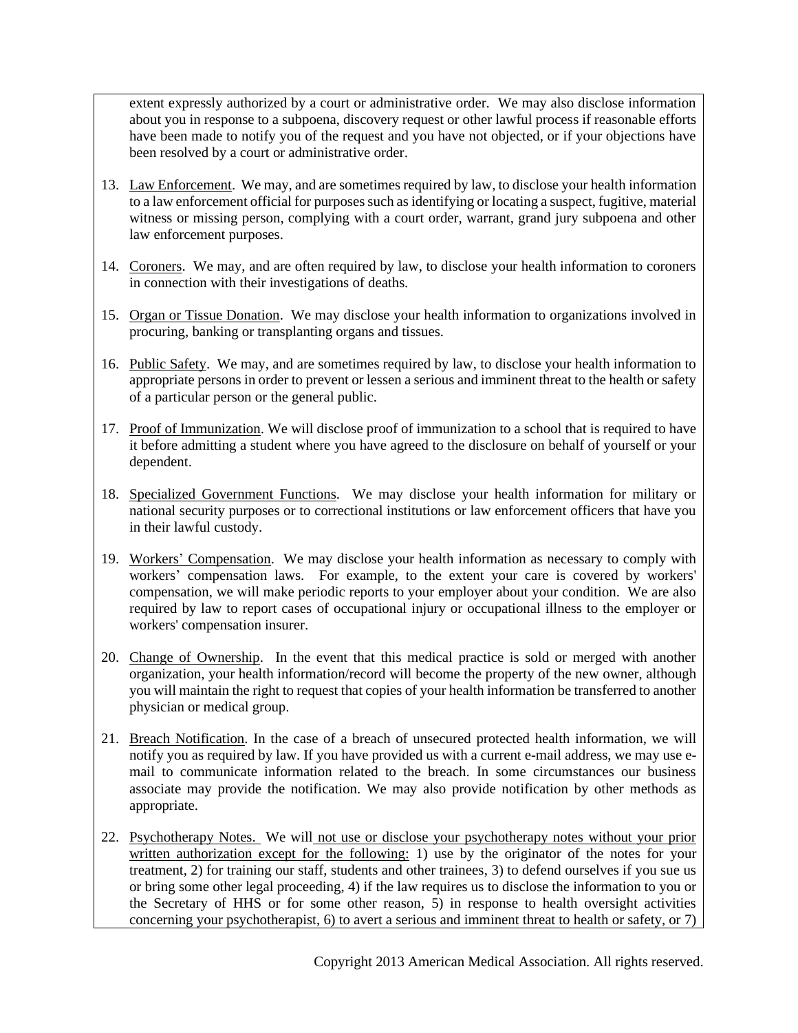extent expressly authorized by a court or administrative order. We may also disclose information about you in response to a subpoena, discovery request or other lawful process if reasonable efforts have been made to notify you of the request and you have not objected, or if your objections have been resolved by a court or administrative order.

13. Law Enforcement. We may, and are sometimes required by law, to disclose your health information to a law enforcement official for purposes such as identifying or locating a suspect, fugitive, material witness or missing person, complying with a court order, warrant, grand jury subpoena and other law enforcement purposes.

14. Coroners. We may, and are often required by law, to disclose your health information to coroners in connection with their investigations of deaths.

15. Organ or Tissue Donation. We may disclose your health information to organizations involved in procuring, banking or transplanting organs and tissues.

16. Public Safety. We may, and are sometimes required by law, to disclose your health information to appropriate persons in order to prevent or lessen a serious and imminent threat to the health or safety of a particular person or the general public.

17. Proof of Immunization. We will disclose proof of immunization to a school that is required to have it before admitting a student where you have agreed to the disclosure on behalf of yourself or your dependent.

18. Specialized Government Functions. We may disclose your health information for military or national security purposes or to correctional institutions or law enforcement officers that have you in their lawful custody.

19. Workers' Compensation. We may disclose your health information as necessary to comply with workers' compensation laws. For example, to the extent your care is covered by workers' compensation, we will make periodic reports to your employer about your condition. We are also required by law to report cases of occupational injury or occupational illness to the employer or workers' compensation insurer.

20. Change of Ownership. In the event that this medical practice is sold or merged with another organization, your health information/record will become the property of the new owner, although you will maintain the right to request that copies of your health information be transferred to another physician or medical group.

21. Breach Notification. In the case of a breach of unsecured protected health information, we will notify you as required by law. If you have provided us with a current e-mail address, we may use e-mail to communicate information related to the breach. In some circumstances our business associate may provide the notification. We may also provide notification by other methods as appropriate.

22. Psychotherapy Notes. We will not use or disclose your psychotherapy notes without your prior written authorization except for the following: 1) use by the originator of the notes for your treatment, 2) for training our staff, students and other trainees, 3) to defend ourselves if you sue us or bring some other legal proceeding, 4) if the law requires us to disclose the information to you or the Secretary of HHS or for some other reason, 5) in response to health oversight activities concerning your psychotherapist, 6) to avert a serious and imminent threat to health or safety, or 7)

Copyright 2013 American Medical Association. All rights reserved.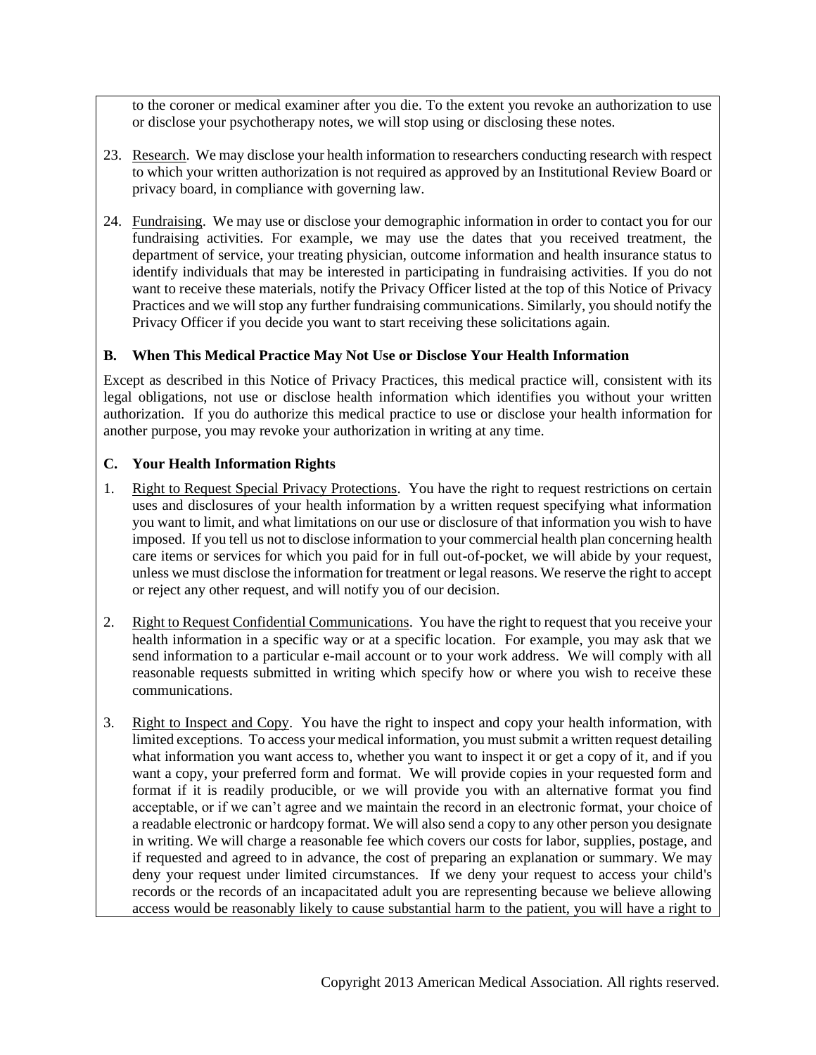to the coroner or medical examiner after you die. To the extent you revoke an authorization to use or disclose your psychotherapy notes, we will stop using or disclosing these notes.

23. Research. We may disclose your health information to researchers conducting research with respect to which your written authorization is not required as approved by an Institutional Review Board or privacy board, in compliance with governing law.

24. Fundraising. We may use or disclose your demographic information in order to contact you for our fundraising activities. For example, we may use the dates that you received treatment, the department of service, your treating physician, outcome information and health insurance status to identify individuals that may be interested in participating in fundraising activities. If you do not want to receive these materials, notify the Privacy Officer listed at the top of this Notice of Privacy Practices and we will stop any further fundraising communications. Similarly, you should notify the Privacy Officer if you decide you want to start receiving these solicitations again.

### B. When This Medical Practice May Not Use or Disclose Your Health Information

Except as described in this Notice of Privacy Practices, this medical practice will, consistent with its legal obligations, not use or disclose health information which identifies you without your written authorization. If you do authorize this medical practice to use or disclose your health information for another purpose, you may revoke your authorization in writing at any time.

### C. Your Health Information Rights

1. Right to Request Special Privacy Protections. You have the right to request restrictions on certain uses and disclosures of your health information by a written request specifying what information you want to limit, and what limitations on our use or disclosure of that information you wish to have imposed. If you tell us not to disclose information to your commercial health plan concerning health care items or services for which you paid for in full out-of-pocket, we will abide by your request, unless we must disclose the information for treatment or legal reasons. We reserve the right to accept or reject any other request, and will notify you of our decision.

2. Right to Request Confidential Communications. You have the right to request that you receive your health information in a specific way or at a specific location. For example, you may ask that we send information to a particular e-mail account or to your work address. We will comply with all reasonable requests submitted in writing which specify how or where you wish to receive these communications.

3. Right to Inspect and Copy. You have the right to inspect and copy your health information, with limited exceptions. To access your medical information, you must submit a written request detailing what information you want access to, whether you want to inspect it or get a copy of it, and if you want a copy, your preferred form and format. We will provide copies in your requested form and format if it is readily producible, or we will provide you with an alternative format you find acceptable, or if we can't agree and we maintain the record in an electronic format, your choice of a readable electronic or hardcopy format. We will also send a copy to any other person you designate in writing. We will charge a reasonable fee which covers our costs for labor, supplies, postage, and if requested and agreed to in advance, the cost of preparing an explanation or summary. We may deny your request under limited circumstances. If we deny your request to access your child's records or the records of an incapacitated adult you are representing because we believe allowing access would be reasonably likely to cause substantial harm to the patient, you will have a right to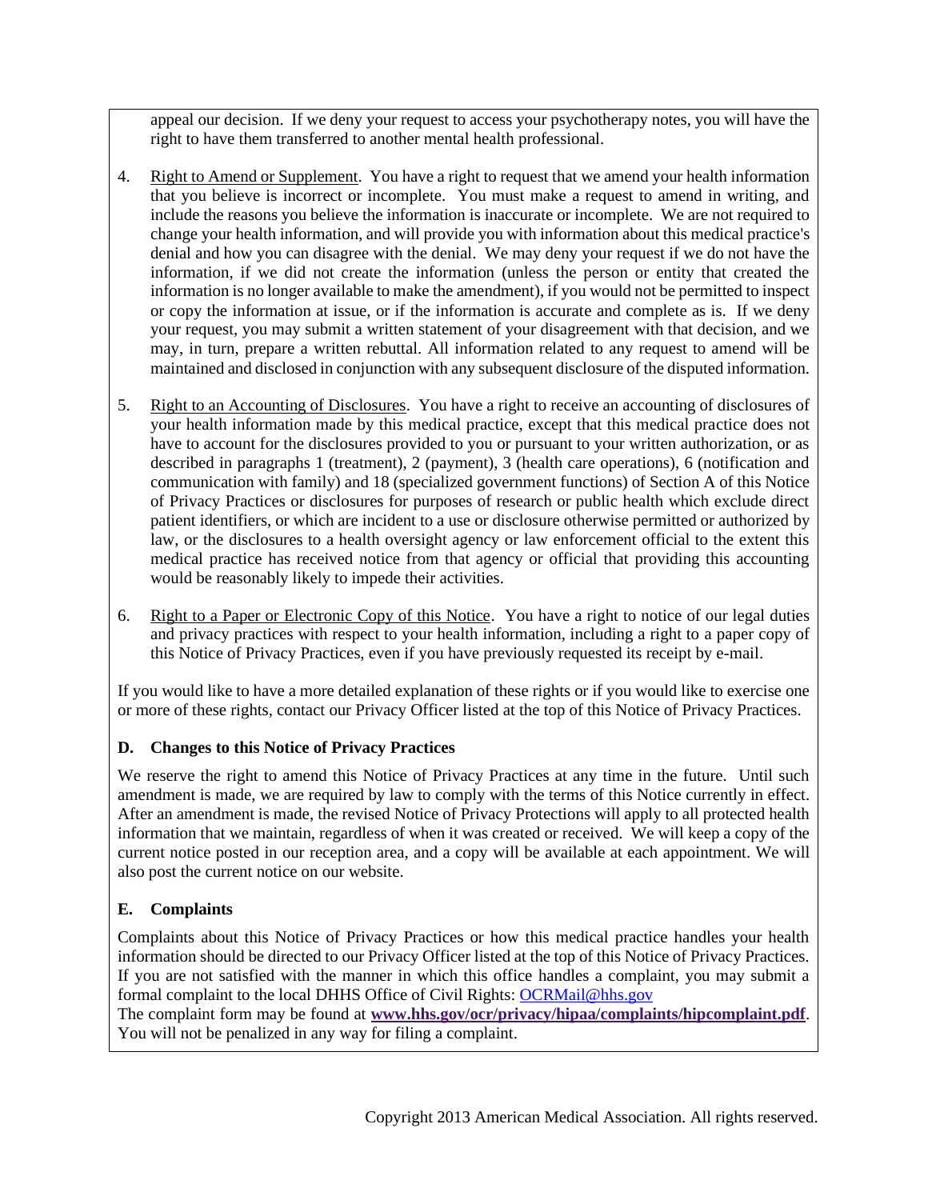appeal our decision. If we deny your request to access your psychotherapy notes, you will have the right to have them transferred to another mental health professional.

4. Right to Amend or Supplement. You have a right to request that we amend your health information that you believe is incorrect or incomplete. You must make a request to amend in writing, and include the reasons you believe the information is inaccurate or incomplete. We are not required to change your health information, and will provide you with information about this medical practice's denial and how you can disagree with the denial. We may deny your request if we do not have the information, if we did not create the information (unless the person or entity that created the information is no longer available to make the amendment), if you would not be permitted to inspect or copy the information at issue, or if the information is accurate and complete as is. If we deny your request, you may submit a written statement of your disagreement with that decision, and we may, in turn, prepare a written rebuttal. All information related to any request to amend will be maintained and disclosed in conjunction with any subsequent disclosure of the disputed information.

5. Right to an Accounting of Disclosures. You have a right to receive an accounting of disclosures of your health information made by this medical practice, except that this medical practice does not have to account for the disclosures provided to you or pursuant to your written authorization, or as described in paragraphs 1 (treatment), 2 (payment), 3 (health care operations), 6 (notification and communication with family) and 18 (specialized government functions) of Section A of this Notice of Privacy Practices or disclosures for purposes of research or public health which exclude direct patient identifiers, or which are incident to a use or disclosure otherwise permitted or authorized by law, or the disclosures to a health oversight agency or law enforcement official to the extent this medical practice has received notice from that agency or official that providing this accounting would be reasonably likely to impede their activities.

6. Right to a Paper or Electronic Copy of this Notice. You have a right to notice of our legal duties and privacy practices with respect to your health information, including a right to a paper copy of this Notice of Privacy Practices, even if you have previously requested its receipt by e-mail.

If you would like to have a more detailed explanation of these rights or if you would like to exercise one or more of these rights, contact our Privacy Officer listed at the top of this Notice of Privacy Practices.

### D. Changes to this Notice of Privacy Practices

We reserve the right to amend this Notice of Privacy Practices at any time in the future. Until such amendment is made, we are required by law to comply with the terms of this Notice currently in effect. After an amendment is made, the revised Notice of Privacy Protections will apply to all protected health information that we maintain, regardless of when it was created or received. We will keep a copy of the current notice posted in our reception area, and a copy will be available at each appointment. We will also post the current notice on our website.

### E. Complaints

Complaints about this Notice of Privacy Practices or how this medical practice handles your health information should be directed to our Privacy Officer listed at the top of this Notice of Privacy Practices. If you are not satisfied with the manner in which this office handles a complaint, you may submit a formal complaint to the local DHHS Office of Civil Rights: OCRMail@hhs.gov
The complaint form may be found at **www.hhs.gov/ocr/privacy/hipaa/complaints/hipcomplaint.pdf**. You will not be penalized in any way for filing a complaint.

Copyright 2013 American Medical Association. All rights reserved.